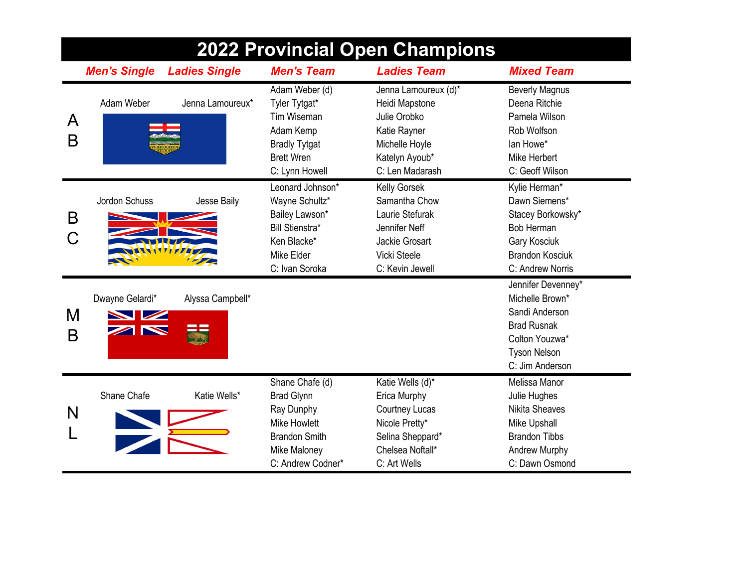# 2022 Provincial Open Champions

| | Men's Single | Ladies Single | Men's Team | Ladies Team | Mixed Team |
|---|---|---|---|---|---|
| AB | Adam Weber | Jenna Lamoureux* | Adam Weber (d)<br>Tyler Tytgat*<br>Tim Wiseman<br>Adam Kemp<br>Bradly Tytgat<br>Brett Wren<br>C: Lynn Howell | Jenna Lamoureux (d)*<br>Heidi Mapstone<br>Julie Orobko<br>Katie Rayner<br>Michelle Hoyle<br>Katelyn Ayoub*<br>C: Len Madarash | Beverly Magnus<br>Deena Ritchie<br>Pamela Wilson<br>Rob Wolfson<br>Ian Howe*<br>Mike Herbert<br>C: Geoff Wilson |
| BC | Jordon Schuss | Jesse Baily | Leonard Johnson*<br>Wayne Schultz*<br>Bailey Lawson*<br>Bill Stienstra*<br>Ken Blacke*<br>Mike Elder<br>C: Ivan Soroka | Kelly Gorsek<br>Samantha Chow<br>Laurie Stefurak<br>Jennifer Neff<br>Jackie Grosart<br>Vicki Steele<br>C: Kevin Jewell | Kylie Herman*<br>Dawn Siemens*<br>Stacey Borkowsky*<br>Bob Herman<br>Gary Kosciuk<br>Brandon Kosciuk<br>C: Andrew Norris |
| MB | Dwayne Gelardi* | Alyssa Campbell* | | | Jennifer Devenney*<br>Michelle Brown*<br>Sandi Anderson<br>Brad Rusnak<br>Colton Youzwa*<br>Tyson Nelson<br>C: Jim Anderson |
| NL | Shane Chafe | Katie Wells* | Shane Chafe (d)<br>Brad Glynn<br>Ray Dunphy<br>Mike Howlett<br>Brandon Smith<br>Mike Maloney<br>C: Andrew Codner* | Katie Wells (d)*<br>Erica Murphy<br>Courtney Lucas<br>Nicole Pretty*<br>Selina Sheppard*<br>Chelsea Noftall*<br>C: Art Wells | Melissa Manor<br>Julie Hughes<br>Nikita Sheaves<br>Mike Upshall<br>Brandon Tibbs<br>Andrew Murphy<br>C: Dawn Osmond |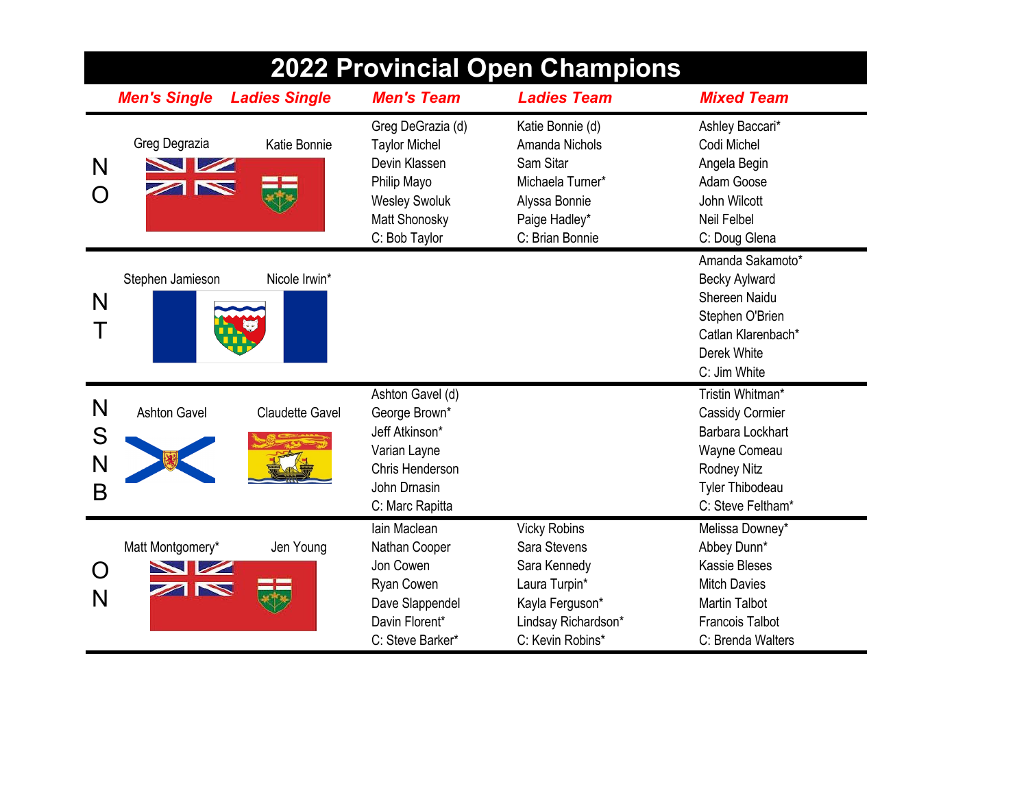# 2022 Provincial Open Champions

| | Men's Single | Ladies Single | Men's Team | Ladies Team | Mixed Team |
|---|---|---|---|---|---|
| NO | Greg Degrazia | Katie Bonnie | Greg DeGrazia (d)<br>Taylor Michel<br>Devin Klassen<br>Philip Mayo<br>Wesley Swoluk<br>Matt Shonosky<br>C: Bob Taylor | Katie Bonnie (d)<br>Amanda Nichols<br>Sam Sitar<br>Michaela Turner*<br>Alyssa Bonnie<br>Paige Hadley*<br>C: Brian Bonnie | Ashley Baccari*<br>Codi Michel<br>Angela Begin<br>Adam Goose<br>John Wilcott<br>Neil Felbel<br>C: Doug Glena |
| NT | Stephen Jamieson | Nicole Irwin* | | | Amanda Sakamoto*<br>Becky Aylward<br>Shereen Naidu<br>Stephen O'Brien<br>Catlan Klarenbach*<br>Derek White<br>C: Jim White |
| NSNB | Ashton Gavel | Claudette Gavel | Ashton Gavel (d)<br>George Brown*<br>Jeff Atkinson*<br>Varian Layne<br>Chris Henderson<br>John Drnasin<br>C: Marc Rapitta | | Tristin Whitman*<br>Cassidy Cormier<br>Barbara Lockhart<br>Wayne Comeau<br>Rodney Nitz<br>Tyler Thibodeau<br>C: Steve Feltham* |
| ON | Matt Montgomery* | Jen Young | Iain Maclean<br>Nathan Cooper<br>Jon Cowen<br>Ryan Cowen<br>Dave Slappendel<br>Davin Florent*<br>C: Steve Barker* | Vicky Robins<br>Sara Stevens<br>Sara Kennedy<br>Laura Turpin*<br>Kayla Ferguson*<br>Lindsay Richardson*<br>C: Kevin Robins* | Melissa Downey*<br>Abbey Dunn*<br>Kassie Bleses<br>Mitch Davies<br>Martin Talbot<br>Francois Talbot<br>C: Brenda Walters |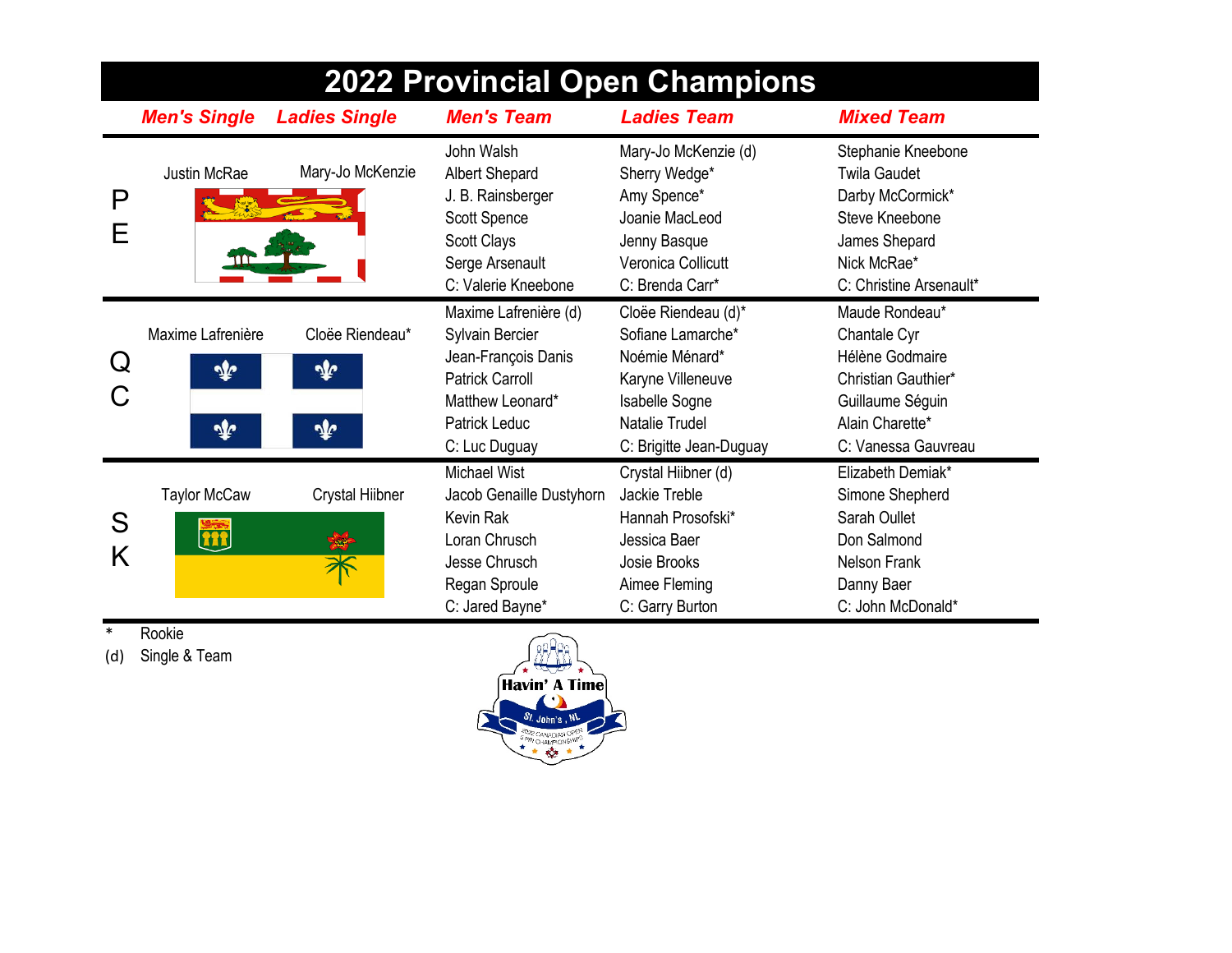# 2022 Provincial Open Champions

| | Men's Single | Ladies Single | Men's Team | Ladies Team | Mixed Team |
|---|---|---|---|---|---|
| PE | Justin McRae | Mary-Jo McKenzie | John Walsh<br>Albert Shepard<br>J. B. Rainsberger<br>Scott Spence<br>Scott Clays<br>Serge Arsenault<br>C: Valerie Kneebone | Mary-Jo McKenzie (d)<br>Sherry Wedge*<br>Amy Spence*<br>Joanie MacLeod<br>Jenny Basque<br>Veronica Collicutt<br>C: Brenda Carr* | Stephanie Kneebone<br>Twila Gaudet<br>Darby McCormick*<br>Steve Kneebone<br>James Shepard<br>Nick McRae*<br>C: Christine Arsenault* |
| QC | Maxime Lafrenière | Cloëe Riendeau* | Maxime Lafrenière (d)<br>Sylvain Bercier<br>Jean-François Danis<br>Patrick Carroll<br>Matthew Leonard*<br>Patrick Leduc<br>C: Luc Duguay | Cloëe Riendeau (d)*<br>Sofiane Lamarche*<br>Noémie Ménard*<br>Karyne Villeneuve<br>Isabelle Sogne<br>Natalie Trudel<br>C: Brigitte Jean-Duguay | Maude Rondeau*<br>Chantale Cyr<br>Hélène Godmaire<br>Christian Gauthier*<br>Guillaume Séguin<br>Alain Charette*<br>C: Vanessa Gauvreau |
| SK | Taylor McCaw | Crystal Hiibner | Michael Wist<br>Jacob Genaille Dustyhorn<br>Kevin Rak<br>Loran Chrusch<br>Jesse Chrusch<br>Regan Sproule<br>C: Jared Bayne* | Crystal Hiibner (d)<br>Jackie Treble<br>Hannah Prosofski*<br>Jessica Baer<br>Josie Brooks<br>Aimee Fleming<br>C: Garry Burton | Elizabeth Demiak*<br>Simone Shepherd<br>Sarah Oullet<br>Don Salmond<br>Nelson Frank<br>Danny Baer<br>C: John McDonald* |

\* Rookie
(d) Single & Team

Havin' A Time
St. John's, NL
2022 Canadian Open 5 Pin Championships